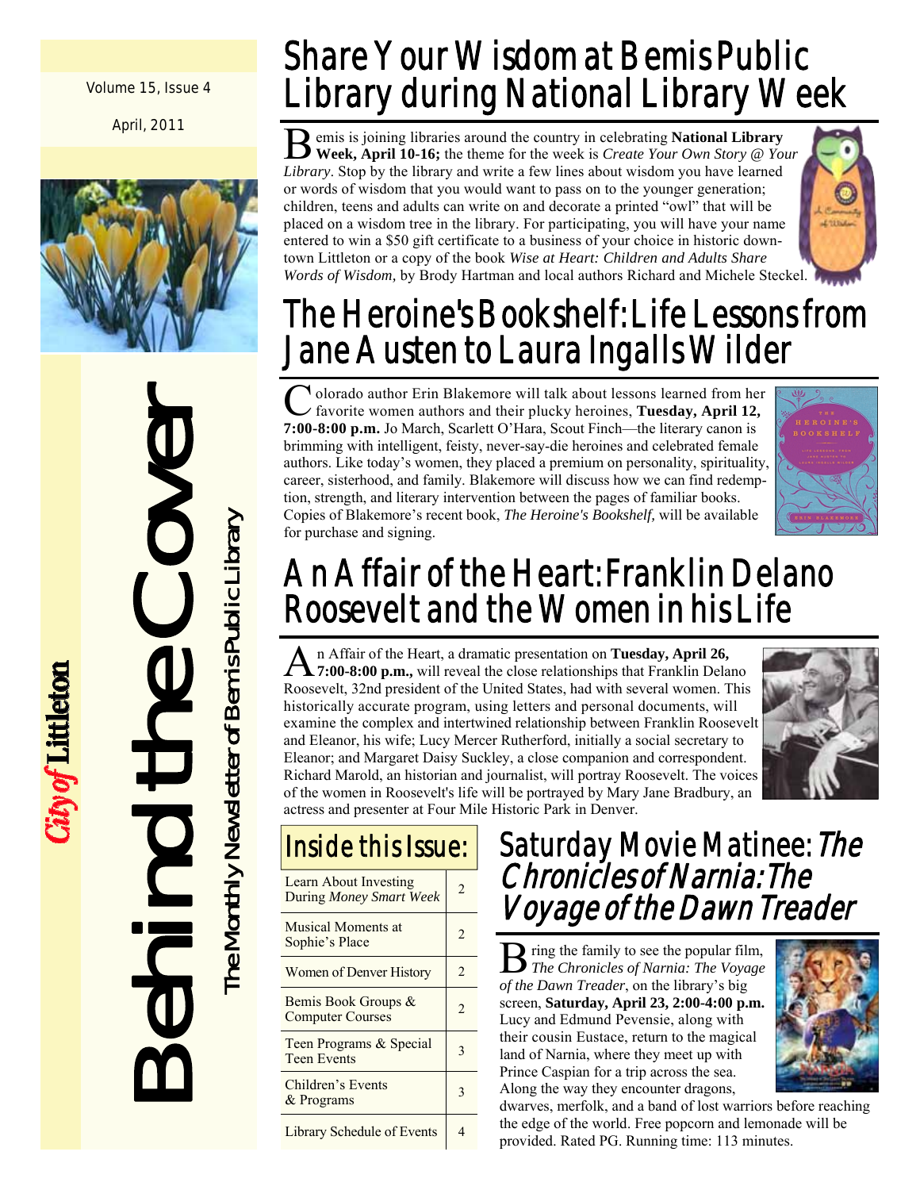Volume 15, Issue 4

April, 2011

City of Littleton

# Behind the Cover

The Monthly Newsletter of Bemis Public Library

## Share Your Wisdom at Bemis Public Library during National Library Week

Bemis is joining libraries around the country in celebrating **National Library Week, April 10-16;** the theme for the week is *Create Your Own Story @ Your Library*. Stop by the library and write a few lines about wisdom you have learned or words of wisdom that you would want to pass on to the younger generation; children, teens and adults can write on and decorate a printed "owl" that will be placed on a wisdom tree in the library. For participating, you will have your name entered to win a $50 gift certificate to a business of your choice in historic downtown Littleton or a copy of the book *Wise at Heart: Children and Adults Share Words of Wisdom,* by Brody Hartman and local authors Richard and Michele Steckel.

## The Heroine's Bookshelf: Life Lessons from Jane Austen to Laura Ingalls Wilder

Colorado author Erin Blakemore will talk about lessons learned from her favorite women authors and their plucky heroines, **Tuesday, April 12, 7:00-8:00 p.m.** Jo March, Scarlett O'Hara, Scout Finch—the literary canon is brimming with intelligent, feisty, never-say-die heroines and celebrated female authors. Like today's women, they placed a premium on personality, spirituality, career, sisterhood, and family. Blakemore will discuss how we can find redemption, strength, and literary intervention between the pages of familiar books. Copies of Blakemore's recent book, *The Heroine's Bookshelf,* will be available for purchase and signing.

## An Affair of the Heart: Franklin Delano Roosevelt and the Women in his Life

An Affair of the Heart, a dramatic presentation on **Tuesday, April 26, 7:00-8:00 p.m.,** will reveal the close relationships that Franklin Delano Roosevelt, 32nd president of the United States, had with several women. This historically accurate program, using letters and personal documents, will examine the complex and intertwined relationship between Franklin Roosevelt and Eleanor, his wife; Lucy Mercer Rutherford, initially a social secretary to Eleanor; and Margaret Daisy Suckley, a close companion and correspondent. Richard Marold, an historian and journalist, will portray Roosevelt. The voices of the women in Roosevelt's life will be portrayed by Mary Jane Bradbury, an actress and presenter at Four Mile Historic Park in Denver.

## Inside this Issue:

| | |
|---|---|
| Learn About Investing During *Money Smart Week* | 2 |
| Musical Moments at Sophie's Place | 2 |
| Women of Denver History | 2 |
| Bemis Book Groups & Computer Courses | 2 |
| Teen Programs & Special Teen Events | 3 |
| Children's Events & Programs | 3 |
| Library Schedule of Events | 4 |

## Saturday Movie Matinee: *The Chronicles of Narnia: The Voyage of the Dawn Treader*

Bring the family to see the popular film, *The Chronicles of Narnia: The Voyage of the Dawn Treader*, on the library's big screen, **Saturday, April 23, 2:00-4:00 p.m.** Lucy and Edmund Pevensie, along with their cousin Eustace, return to the magical land of Narnia, where they meet up with Prince Caspian for a trip across the sea. Along the way they encounter dragons, dwarves, merfolk, and a band of lost warriors before reaching the edge of the world. Free popcorn and lemonade will be provided. Rated PG. Running time: 113 minutes.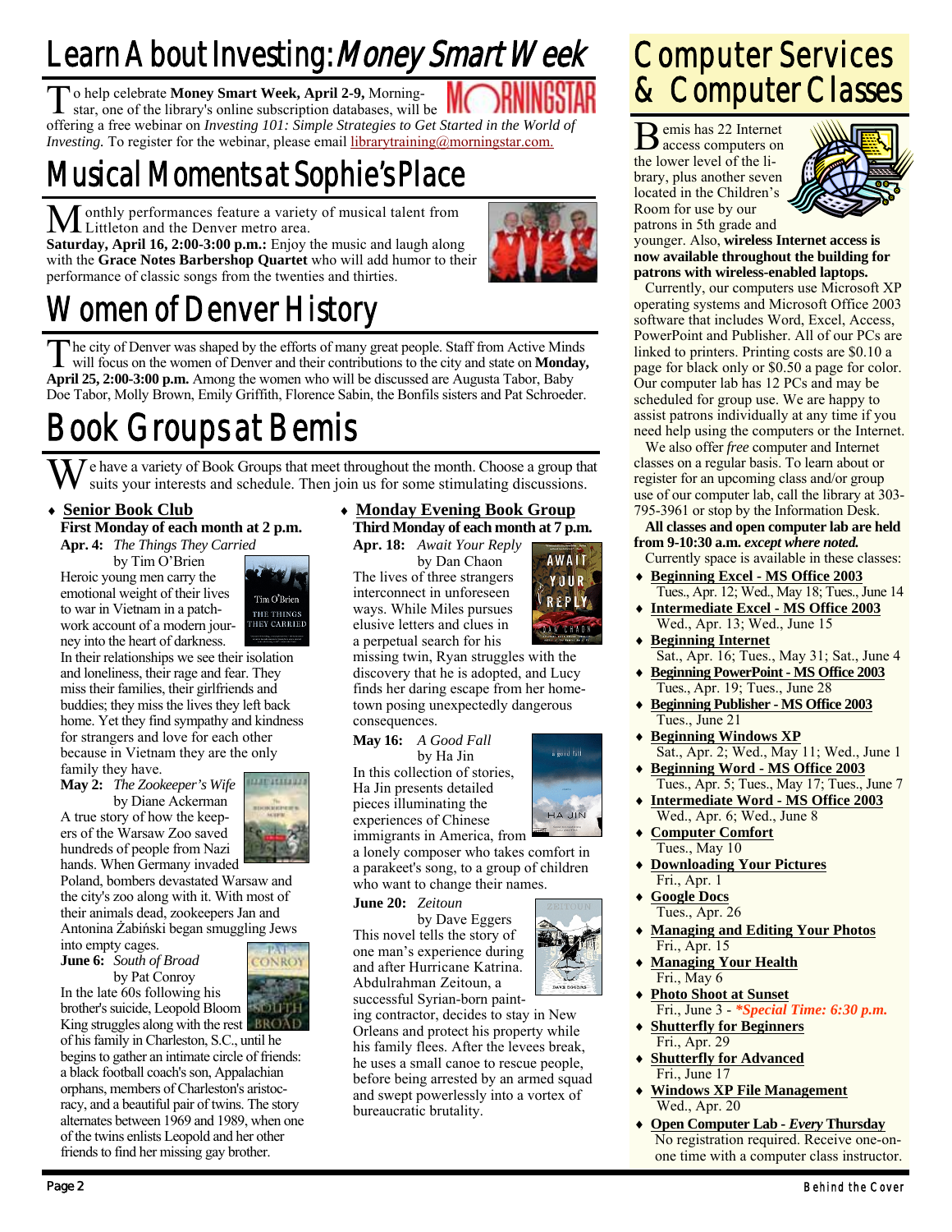# Learn About Investing: *Money Smart Week*

To help celebrate **Money Smart Week, April 2-9,** Morningstar, one of the library's online subscription databases, will be offering a free webinar on *Investing 101: Simple Strategies to Get Started in the World of Investing.* To register for the webinar, please email librarytraining@morningstar.com.

# Musical Moments at Sophie's Place

Monthly performances feature a variety of musical talent from Littleton and the Denver metro area.

**Saturday, April 16, 2:00-3:00 p.m.:** Enjoy the music and laugh along with the **Grace Notes Barbershop Quartet** who will add humor to their performance of classic songs from the twenties and thirties.

# Women of Denver History

The city of Denver was shaped by the efforts of many great people. Staff from Active Minds will focus on the women of Denver and their contributions to the city and state on **Monday, April 25, 2:00-3:00 p.m.** Among the women who will be discussed are Augusta Tabor, Baby Doe Tabor, Molly Brown, Emily Griffith, Florence Sabin, the Bonfils sisters and Pat Schroeder.

# Book Groups at Bemis

We have a variety of Book Groups that meet throughout the month. Choose a group that suits your interests and schedule. Then join us for some stimulating discussions.

- **Senior Book Club**

**First Monday of each month at 2 p.m.**

**Apr. 4:** *The Things They Carried* by Tim O'Brien

Heroic young men carry the emotional weight of their lives to war in Vietnam in a patchwork account of a modern journey into the heart of darkness. In their relationships we see their isolation and loneliness, their rage and fear. They miss their families, their girlfriends and buddies; they miss the lives they left back home. Yet they find sympathy and kindness for strangers and love for each other because in Vietnam they are the only family they have.

**May 2:** *The Zookeeper's Wife* by Diane Ackerman

A true story of how the keepers of the Warsaw Zoo saved hundreds of people from Nazi hands. When Germany invaded Poland, bombers devastated Warsaw and the city's zoo along with it. With most of their animals dead, zookeepers Jan and Antonina Żabiński began smuggling Jews into empty cages.

**June 6:** *South of Broad* by Pat Conroy

In the late 60s following his brother's suicide, Leopold Bloom King struggles along with the rest of his family in Charleston, S.C., until he begins to gather an intimate circle of friends: a black football coach's son, Appalachian orphans, members of Charleston's aristocracy, and a beautiful pair of twins. The story alternates between 1969 and 1989, when one of the twins enlists Leopold and her other friends to find her missing gay brother.

- **Monday Evening Book Group**

**Third Monday of each month at 7 p.m.**

**Apr. 18:** *Await Your Reply* by Dan Chaon

The lives of three strangers interconnect in unforeseen ways. While Miles pursues elusive letters and clues in a perpetual search for his missing twin, Ryan struggles with the discovery that he is adopted, and Lucy finds her daring escape from her hometown posing unexpectedly dangerous consequences.

**May 16:** *A Good Fall* by Ha Jin

In this collection of stories, Ha Jin presents detailed pieces illuminating the experiences of Chinese immigrants in America, from a lonely composer who takes comfort in a parakeet's song, to a group of children who want to change their names.

**June 20:** *Zeitoun* by Dave Eggers

This novel tells the story of one man's experience during and after Hurricane Katrina. Abdulrahman Zeitoun, a successful Syrian-born painting contractor, decides to stay in New Orleans and protect his property while his family flees. After the levees break, he uses a small canoe to rescue people, before being arrested by an armed squad and swept powerlessly into a vortex of bureaucratic brutality.

# Computer Services & Computer Classes

Bemis has 22 Internet access computers on the lower level of the library, plus another seven located in the Children's Room for use by our patrons in 5th grade and younger. Also, **wireless Internet access is now available throughout the building for patrons with wireless-enabled laptops.**

Currently, our computers use Microsoft XP operating systems and Microsoft Office 2003 software that includes Word, Excel, Access, PowerPoint and Publisher. All of our PCs are linked to printers. Printing costs are $0.10 a page for black only or $0.50 a page for color. Our computer lab has 12 PCs and may be scheduled for group use. We are happy to assist patrons individually at any time if you need help using the computers or the Internet.

We also offer *free* computer and Internet classes on a regular basis. To learn about or register for an upcoming class and/or group use of our computer lab, call the library at 303-795-3961 or stop by the Information Desk.

**All classes and open computer lab are held from 9-10:30 a.m.** ***except where noted.***

Currently space is available in these classes:

- **Beginning Excel - MS Office 2003**
  Tues., Apr. 12; Wed., May 18; Tues., June 14
- **Intermediate Excel - MS Office 2003**
  Wed., Apr. 13; Wed., June 15
- **Beginning Internet**
  Sat., Apr. 16; Tues., May 31; Sat., June 4
- **Beginning PowerPoint - MS Office 2003**
  Tues., Apr. 19; Tues., June 28
- **Beginning Publisher - MS Office 2003**
  Tues., June 21
- **Beginning Windows XP**
  Sat., Apr. 2; Wed., May 11; Wed., June 1
- **Beginning Word - MS Office 2003**
  Tues., Apr. 5; Tues., May 17; Tues., June 7
- **Intermediate Word - MS Office 2003**
  Wed., Apr. 6; Wed., June 8
- **Computer Comfort**
  Tues., May 10
- **Downloading Your Pictures**
  Fri., Apr. 1
- **Google Docs**
  Tues., Apr. 26
- **Managing and Editing Your Photos**
  Fri., Apr. 15
- **Managing Your Health**
  Fri., May 6
- **Photo Shoot at Sunset**
  Fri., June 3 - ***Special Time: 6:30 p.m.***
- **Shutterfly for Beginners**
  Fri., Apr. 29
- **Shutterfly for Advanced**
  Fri., June 17
- **Windows XP File Management**
  Wed., Apr. 20
- **Open Computer Lab - *Every* Thursday**
  No registration required. Receive one-on-one time with a computer class instructor.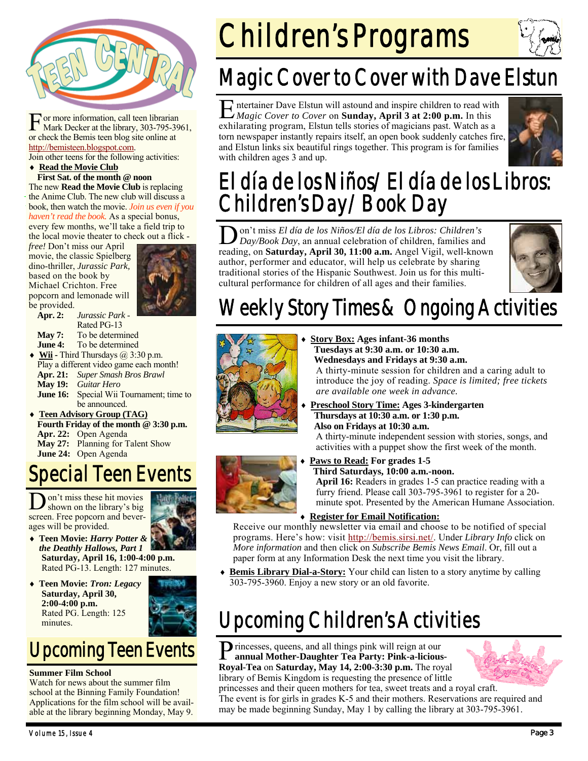# Teen Central

For more information, call teen librarian Mark Decker at the library, 303-795-3961, or check the Bemis teen blog site online at http://bemisteen.blogspot.com.

Join other teens for the following activities:

- **Read the Movie Club**
  **First Sat. of the month @ noon**

The new **Read the Movie Club** is replacing the Anime Club. The new club will discuss a book, then watch the movie. *Join us even if you haven't read the book.* As a special bonus, every few months, we'll take a field trip to the local movie theater to check out a flick - *free!* Don't miss our April movie, the classic Spielberg dino-thriller, *Jurassic Park,* based on the book by Michael Crichton. Free popcorn and lemonade will be provided.

**Apr. 2:** *Jurassic Park* - Rated PG-13
**May 7:** To be determined
**June 4:** To be determined

- **Wii** - Third Thursdays @ 3:30 p.m.
  Play a different video game each month!
  **Apr. 21:** *Super Smash Bros Brawl*
  **May 19:** *Guitar Hero*
  **June 16:** Special Wii Tournament; time to be announced.

- **Teen Advisory Group (TAG)**
  **Fourth Friday of the month @ 3:30 p.m.**
  **Apr. 22:** Open Agenda
  **May 27:** Planning for Talent Show
  **June 24:** Open Agenda

## Special Teen Events

Don't miss these hit movies shown on the library's big screen. Free popcorn and beverages will be provided.

- **Teen Movie: *Harry Potter & the Deathly Hallows, Part 1***
  **Saturday, April 16, 1:00-4:00 p.m.**
  Rated PG-13. Length: 127 minutes.

- **Teen Movie: *Tron: Legacy***
  **Saturday, April 30, 2:00-4:00 p.m.**
  Rated PG. Length: 125 minutes.

## Upcoming Teen Events

**Summer Film School**
Watch for news about the summer film school at the Binning Family Foundation! Applications for the film school will be available at the library beginning Monday, May 9.

# Children's Programs

## Magic Cover to Cover with Dave Elstun

Entertainer Dave Elstun will astound and inspire children to read with *Magic Cover to Cover* on **Sunday, April 3 at 2:00 p.m.** In this exhilarating program, Elstun tells stories of magicians past. Watch as a torn newspaper instantly repairs itself, an open book suddenly catches fire, and Elstun links six beautiful rings together. This program is for families with children ages 3 and up.

## El día de los Niños/El día de los Libros: Children's Day/Book Day

Don't miss *El día de los Niños/El día de los Libros: Children's Day/Book Day*, an annual celebration of children, families and reading, on **Saturday, April 30, 11:00 a.m.** Angel Vigil, well-known author, performer and educator, will help us celebrate by sharing traditional stories of the Hispanic Southwest. Join us for this multi-cultural performance for children of all ages and their families.

## Weekly Story Times & Ongoing Activities

- **Story Box: Ages infant-36 months**
  **Tuesdays at 9:30 a.m. or 10:30 a.m.**
  **Wednesdays and Fridays at 9:30 a.m.**
  A thirty-minute session for children and a caring adult to introduce the joy of reading. *Space is limited; free tickets are available one week in advance.*

- **Preschool Story Time: Ages 3-kindergarten**
  **Thursdays at 10:30 a.m. or 1:30 p.m.**
  **Also on Fridays at 10:30 a.m.**
  A thirty-minute independent session with stories, songs, and activities with a puppet show the first week of the month.

- **Paws to Read: For grades 1-5**
  **Third Saturdays, 10:00 a.m.-noon.**
  **April 16:** Readers in grades 1-5 can practice reading with a furry friend. Please call 303-795-3961 to register for a 20-minute spot. Presented by the American Humane Association.

- **Register for Email Notification:**
  Receive our monthly newsletter via email and choose to be notified of special programs. Here's how: visit http://bemis.sirsi.net/. Under *Library Info* click on *More information* and then click on *Subscribe Bemis News Email*. Or, fill out a paper form at any Information Desk the next time you visit the library.

- **Bemis Library Dial-a-Story:** Your child can listen to a story anytime by calling 303-795-3960. Enjoy a new story or an old favorite.

## Upcoming Children's Activities

Princesses, queens, and all things pink will reign at our **annual Mother-Daughter Tea Party: Pink-a-licious-Royal-Tea** on **Saturday, May 14, 2:00-3:30 p.m.** The royal library of Bemis Kingdom is requesting the presence of little princesses and their queen mothers for tea, sweet treats and a royal craft. The event is for girls in grades K-5 and their mothers. Reservations are required and may be made beginning Sunday, May 1 by calling the library at 303-795-3961.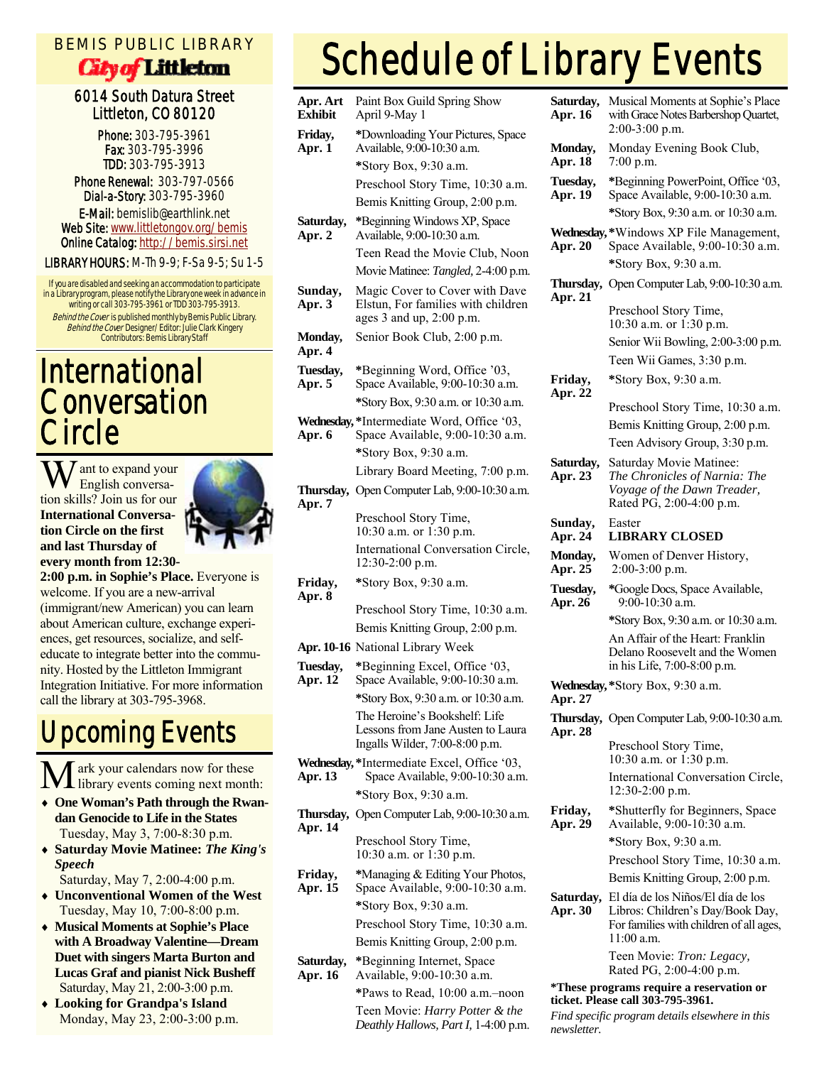BEMIS PUBLIC LIBRARY

City of Littleton

6014 South Datura Street
Littleton, CO 80120

Phone: 303-795-3961
Fax: 303-795-3996
TDD: 303-795-3913

Phone Renewal: 303-797-0566
Dial-a-Story: 303-795-3960

E-Mail: bemislib@earthlink.net
Web Site: www.littletongov.org/bemis
Online Catalog: http://bemis.sirsi.net

LIBRARY HOURS: M-Th 9-9; F-Sa 9-5; Su 1-5

If you are disabled and seeking an accommodation to participate in a Library program, please notify the Library one week in advance in writing or call 303-795-3961 or TDD 303-795-3913.

*Behind the Cover* is published monthly by Bemis Public Library.
*Behind the Cover* Designer/Editor: Julie Clark Kingery
Contributors: Bemis Library Staff

# International Conversation Circle

Want to expand your English conversation skills? Join us for our **International Conversation Circle on the first and last Thursday of every month from 12:30-2:00 p.m. in Sophie's Place.** Everyone is welcome. If you are a new-arrival (immigrant/new American) you can learn about American culture, exchange experiences, get resources, socialize, and self-educate to integrate better into the community. Hosted by the Littleton Immigrant Integration Initiative. For more information call the library at 303-795-3968.

# Upcoming Events

Mark your calendars now for these library events coming next month:

- **One Woman's Path through the Rwandan Genocide to Life in the States**
  Tuesday, May 3, 7:00-8:30 p.m.
- **Saturday Movie Matinee: *The King's Speech***
  Saturday, May 7, 2:00-4:00 p.m.
- **Unconventional Women of the West**
  Tuesday, May 10, 7:00-8:00 p.m.
- **Musical Moments at Sophie's Place with A Broadway Valentine—Dream Duet with singers Marta Burton and Lucas Graf and pianist Nick Busheff**
  Saturday, May 21, 2:00-3:00 p.m.
- **Looking for Grandpa's Island**
  Monday, May 23, 2:00-3:00 p.m.

# Schedule of Library Events

**Apr. Art Exhibit** — Paint Box Guild Spring Show, April 9-May 1

**Friday, Apr. 1**
- *Downloading Your Pictures, Space Available, 9:00-10:30 a.m.
- *Story Box, 9:30 a.m.
- Preschool Story Time, 10:30 a.m.
- Bemis Knitting Group, 2:00 p.m.

**Saturday, Apr. 2**
- *Beginning Windows XP, Space Available, 9:00-10:30 a.m.
- Teen Read the Movie Club, Noon
- Movie Matinee: *Tangled,* 2-4:00 p.m.

**Sunday, Apr. 3**
- Magic Cover to Cover with Dave Elstun, For families with children ages 3 and up, 2:00 p.m.

**Monday, Apr. 4**
- Senior Book Club, 2:00 p.m.

**Tuesday, Apr. 5**
- *Beginning Word, Office '03, Space Available, 9:00-10:30 a.m.
- *Story Box, 9:30 a.m. or 10:30 a.m.

**Wednesday, Apr. 6**
- *Intermediate Word, Office '03, Space Available, 9:00-10:30 a.m.
- *Story Box, 9:30 a.m.
- Library Board Meeting, 7:00 p.m.

**Thursday, Apr. 7**
- Open Computer Lab, 9:00-10:30 a.m.
- Preschool Story Time, 10:30 a.m. or 1:30 p.m.
- International Conversation Circle, 12:30-2:00 p.m.

**Friday, Apr. 8**
- *Story Box, 9:30 a.m.
- Preschool Story Time, 10:30 a.m.
- Bemis Knitting Group, 2:00 p.m.

**Apr. 10-16** National Library Week

**Tuesday, Apr. 12**
- *Beginning Excel, Office '03, Space Available, 9:00-10:30 a.m.
- *Story Box, 9:30 a.m. or 10:30 a.m.
- The Heroine's Bookshelf: Life Lessons from Jane Austen to Laura Ingalls Wilder, 7:00-8:00 p.m.

**Wednesday, Apr. 13**
- *Intermediate Excel, Office '03, Space Available, 9:00-10:30 a.m.
- *Story Box, 9:30 a.m.

**Thursday, Apr. 14**
- Open Computer Lab, 9:00-10:30 a.m.
- Preschool Story Time, 10:30 a.m. or 1:30 p.m.

**Friday, Apr. 15**
- *Managing & Editing Your Photos, Space Available, 9:00-10:30 a.m.
- *Story Box, 9:30 a.m.
- Preschool Story Time, 10:30 a.m.
- Bemis Knitting Group, 2:00 p.m.

**Saturday, Apr. 16**
- *Beginning Internet, Space Available, 9:00-10:30 a.m.
- *Paws to Read, 10:00 a.m.–noon
- Teen Movie: *Harry Potter & the Deathly Hallows, Part I,* 1-4:00 p.m.
- Musical Moments at Sophie's Place with Grace Notes Barbershop Quartet, 2:00-3:00 p.m.

**Monday, Apr. 18**
- Monday Evening Book Club, 7:00 p.m.

**Tuesday, Apr. 19**
- *Beginning PowerPoint, Office '03, Space Available, 9:00-10:30 a.m.
- *Story Box, 9:30 a.m. or 10:30 a.m.

**Wednesday, Apr. 20**
- *Windows XP File Management, Space Available, 9:00-10:30 a.m.
- *Story Box, 9:30 a.m.

**Thursday, Apr. 21**
- Open Computer Lab, 9:00-10:30 a.m.
- Preschool Story Time, 10:30 a.m. or 1:30 p.m.
- Senior Wii Bowling, 2:00-3:00 p.m.
- Teen Wii Games, 3:30 p.m.

**Friday, Apr. 22**
- *Story Box, 9:30 a.m.
- Preschool Story Time, 10:30 a.m.
- Bemis Knitting Group, 2:00 p.m.
- Teen Advisory Group, 3:30 p.m.

**Saturday, Apr. 23**
- Saturday Movie Matinee: *The Chronicles of Narnia: The Voyage of the Dawn Treader,* Rated PG, 2:00-4:00 p.m.

**Sunday, Apr. 24**
- Easter
- **LIBRARY CLOSED**

**Monday, Apr. 25**
- Women of Denver History, 2:00-3:00 p.m.

**Tuesday, Apr. 26**
- *Google Docs, Space Available, 9:00-10:30 a.m.
- *Story Box, 9:30 a.m. or 10:30 a.m.
- An Affair of the Heart: Franklin Delano Roosevelt and the Women in his Life, 7:00-8:00 p.m.

**Wednesday, Apr. 27**
- *Story Box, 9:30 a.m.

**Thursday, Apr. 28**
- Open Computer Lab, 9:00-10:30 a.m.
- Preschool Story Time, 10:30 a.m. or 1:30 p.m.
- International Conversation Circle, 12:30-2:00 p.m.

**Friday, Apr. 29**
- *Shutterfly for Beginners, Space Available, 9:00-10:30 a.m.
- *Story Box, 9:30 a.m.
- Preschool Story Time, 10:30 a.m.
- Bemis Knitting Group, 2:00 p.m.

**Saturday, Apr. 30**
- El día de los Niños/El día de los Libros: Children's Day/Book Day, For families with children of all ages, 11:00 a.m.
- Teen Movie: *Tron: Legacy,* Rated PG, 2:00-4:00 p.m.

**\*These programs require a reservation or ticket. Please call 303-795-3961.**

*Find specific program details elsewhere in this newsletter.*